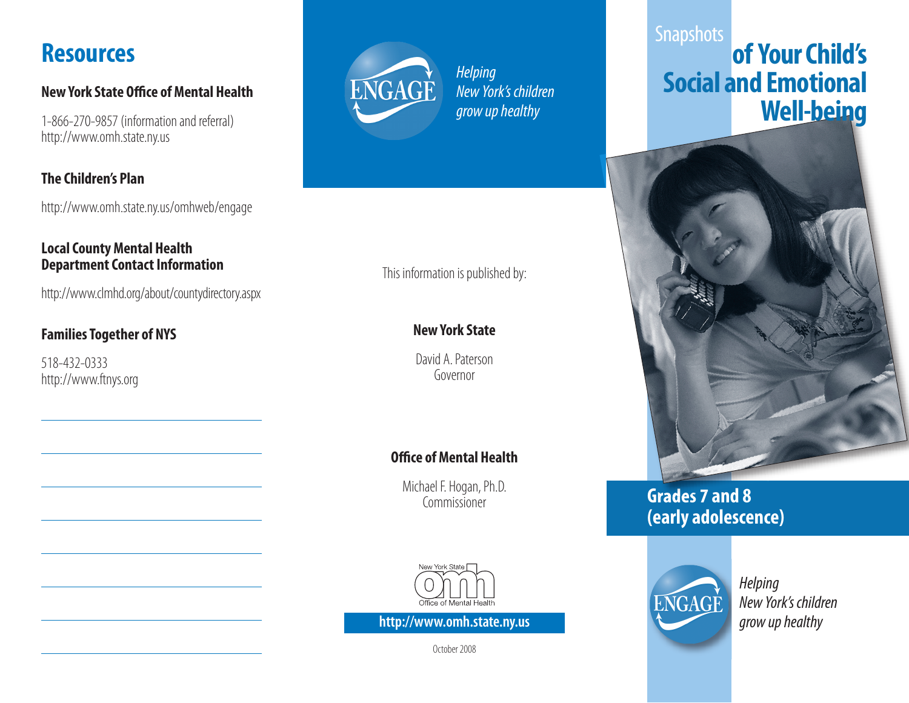# Resources

### New York State Office of Mental Health

1-866-270-9857 (information and referral)
http://www.omh.state.ny.us

### The Children's Plan

http://www.omh.state.ny.us/omhweb/engage

### Local County Mental Health Department Contact Information

http://www.clmhd.org/about/countydirectory.aspx

### Families Together of NYS

518-432-0333
http://www.ftnys.org

ENGAGE

*Helping New York's children grow up healthy*

This information is published by:

**New York State**

David A. Paterson
Governor

**Office of Mental Health**

Michael F. Hogan, Ph.D.
Commissioner

New York State Office of Mental Health

**http://www.omh.state.ny.us**

October 2008

# Snapshots of Your Child's Social and Emotional Well-being

## Grades 7 and 8 (early adolescence)

ENGAGE

*Helping New York's children grow up healthy*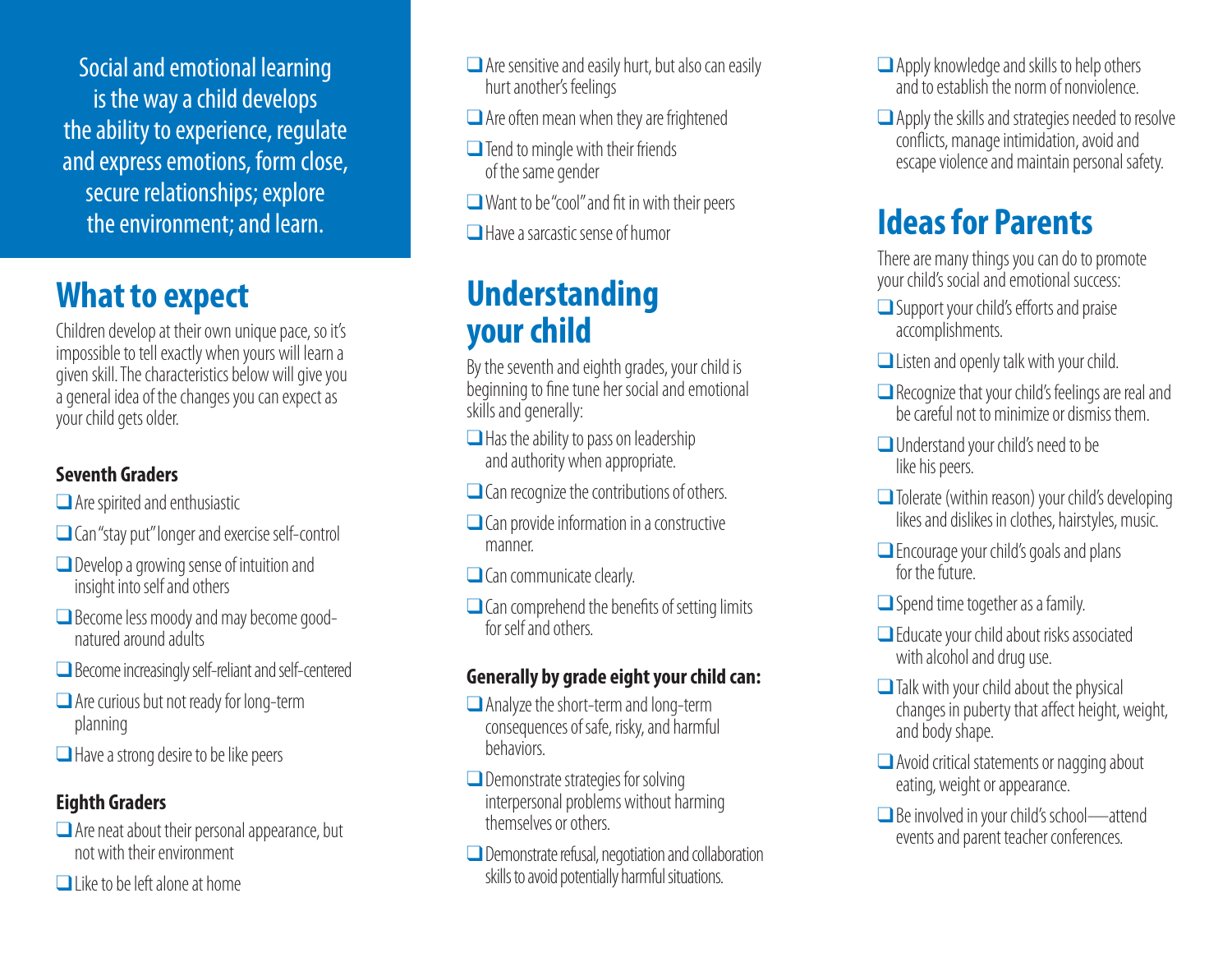Social and emotional learning is the way a child develops the ability to experience, regulate and express emotions, form close, secure relationships; explore the environment; and learn.

## What to expect

Children develop at their own unique pace, so it's impossible to tell exactly when yours will learn a given skill. The characteristics below will give you a general idea of the changes you can expect as your child gets older.

### Seventh Graders

- ❑ Are spirited and enthusiastic
- ❑ Can "stay put" longer and exercise self-control
- ❑ Develop a growing sense of intuition and insight into self and others
- ❑ Become less moody and may become good-natured around adults
- ❑ Become increasingly self-reliant and self-centered
- ❑ Are curious but not ready for long-term planning
- ❑ Have a strong desire to be like peers

### Eighth Graders

- ❑ Are neat about their personal appearance, but not with their environment
- ❑ Like to be left alone at home
- ❑ Are sensitive and easily hurt, but also can easily hurt another's feelings
- ❑ Are often mean when they are frightened
- ❑ Tend to mingle with their friends of the same gender
- ❑ Want to be "cool" and fit in with their peers
- ❑ Have a sarcastic sense of humor

## Understanding your child

By the seventh and eighth grades, your child is beginning to fine tune her social and emotional skills and generally:

- ❑ Has the ability to pass on leadership and authority when appropriate.
- ❑ Can recognize the contributions of others.
- ❑ Can provide information in a constructive manner.
- ❑ Can communicate clearly.
- ❑ Can comprehend the benefits of setting limits for self and others.

### Generally by grade eight your child can:

- ❑ Analyze the short-term and long-term consequences of safe, risky, and harmful behaviors.
- ❑ Demonstrate strategies for solving interpersonal problems without harming themselves or others.
- ❑ Demonstrate refusal, negotiation and collaboration skills to avoid potentially harmful situations.
- ❑ Apply knowledge and skills to help others and to establish the norm of nonviolence.
- ❑ Apply the skills and strategies needed to resolve conflicts, manage intimidation, avoid and escape violence and maintain personal safety.

## Ideas for Parents

There are many things you can do to promote your child's social and emotional success:

- ❑ Support your child's efforts and praise accomplishments.
- ❑ Listen and openly talk with your child.
- ❑ Recognize that your child's feelings are real and be careful not to minimize or dismiss them.
- ❑ Understand your child's need to be like his peers.
- ❑ Tolerate (within reason) your child's developing likes and dislikes in clothes, hairstyles, music.
- ❑ Encourage your child's goals and plans for the future.
- ❑ Spend time together as a family.
- ❑ Educate your child about risks associated with alcohol and drug use.
- ❑ Talk with your child about the physical changes in puberty that affect height, weight, and body shape.
- ❑ Avoid critical statements or nagging about eating, weight or appearance.
- ❑ Be involved in your child's school—attend events and parent teacher conferences.